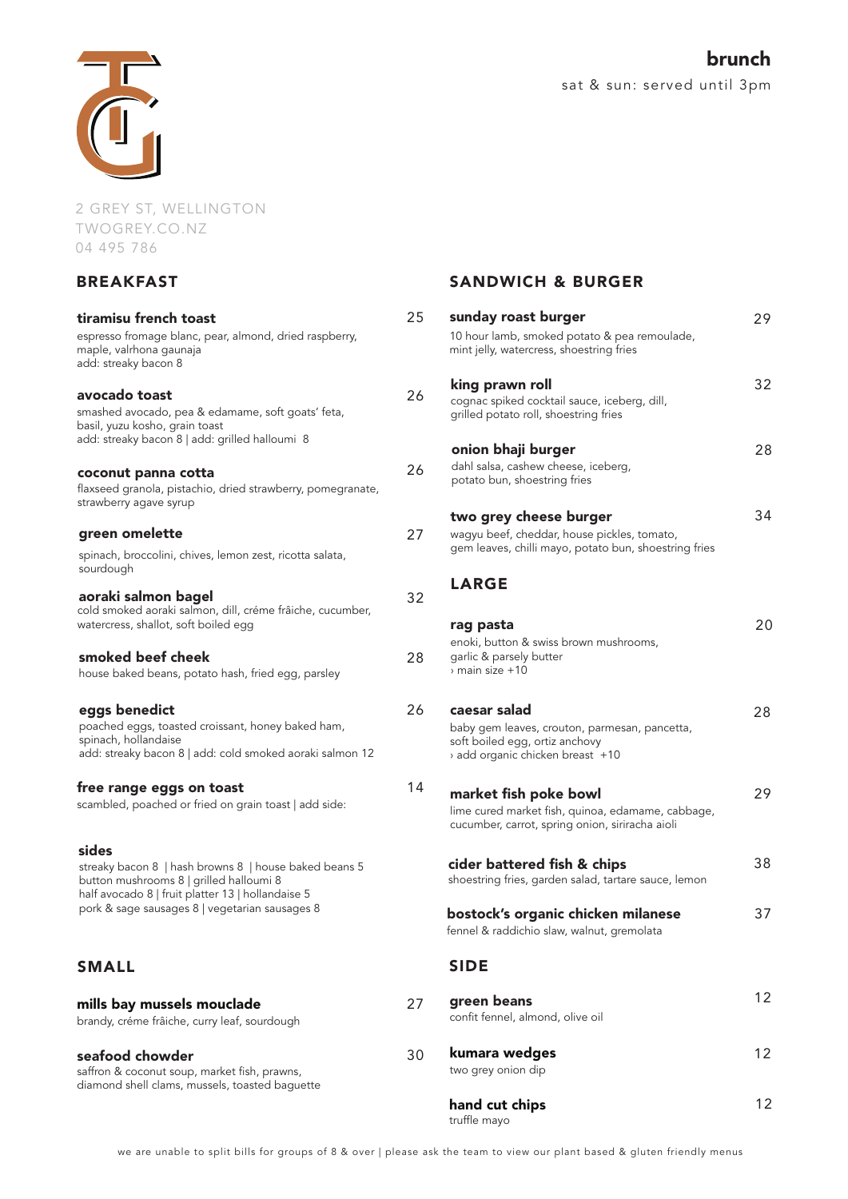# brunch

sat & sun: served until 3pm

2 GREY ST, WELLINGTON
TWOGREY.CO.NZ
04 495 786

## BREAKFAST

**tiramisu french toast** 25
espresso fromage blanc, pear, almond, dried raspberry, maple, valrhona gaunaja
add: streaky bacon 8

**avocado toast** 26
smashed avocado, pea & edamame, soft goats' feta, basil, yuzu kosho, grain toast
add: streaky bacon 8 | add: grilled halloumi 8

**coconut panna cotta** 26
flaxseed granola, pistachio, dried strawberry, pomegranate, strawberry agave syrup

**green omelette** 27
spinach, broccolini, chives, lemon zest, ricotta salata, sourdough

**aoraki salmon bagel** 32
cold smoked aoraki salmon, dill, créme frâiche, cucumber, watercress, shallot, soft boiled egg

**smoked beef cheek** 28
house baked beans, potato hash, fried egg, parsley

**eggs benedict** 26
poached eggs, toasted croissant, honey baked ham, spinach, hollandaise
add: streaky bacon 8 | add: cold smoked aoraki salmon 12

**free range eggs on toast** 14
scambled, poached or fried on grain toast | add side:

**sides**
streaky bacon 8 | hash browns 8 | house baked beans 5
button mushrooms 8 | grilled halloumi 8
half avocado 8 | fruit platter 13 | hollandaise 5
pork & sage sausages 8 | vegetarian sausages 8

## SMALL

**mills bay mussels mouclade** 27
brandy, créme frâiche, curry leaf, sourdough

**seafood chowder** 30
saffron & coconut soup, market fish, prawns, diamond shell clams, mussels, toasted baguette

## SANDWICH & BURGER

**sunday roast burger** 29
10 hour lamb, smoked potato & pea remoulade, mint jelly, watercress, shoestring fries

**king prawn roll** 32
cognac spiked cocktail sauce, iceberg, dill, grilled potato roll, shoestring fries

**onion bhaji burger** 28
dahl salsa, cashew cheese, iceberg, potato bun, shoestring fries

**two grey cheese burger** 34
wagyu beef, cheddar, house pickles, tomato, gem leaves, chilli mayo, potato bun, shoestring fries

## LARGE

**rag pasta** 20
enoki, button & swiss brown mushrooms, garlic & parsely butter
› main size +10

**caesar salad** 28
baby gem leaves, crouton, parmesan, pancetta, soft boiled egg, ortiz anchovy
› add organic chicken breast +10

**market fish poke bowl** 29
lime cured market fish, quinoa, edamame, cabbage, cucumber, carrot, spring onion, siriracha aioli

**cider battered fish & chips** 38
shoestring fries, garden salad, tartare sauce, lemon

**bostock's organic chicken milanese** 37
fennel & raddichio slaw, walnut, gremolata

## SIDE

**green beans** 12
confit fennel, almond, olive oil

**kumara wedges** 12
two grey onion dip

**hand cut chips** 12
truffle mayo

we are unable to split bills for groups of 8 & over | please ask the team to view our plant based & gluten friendly menus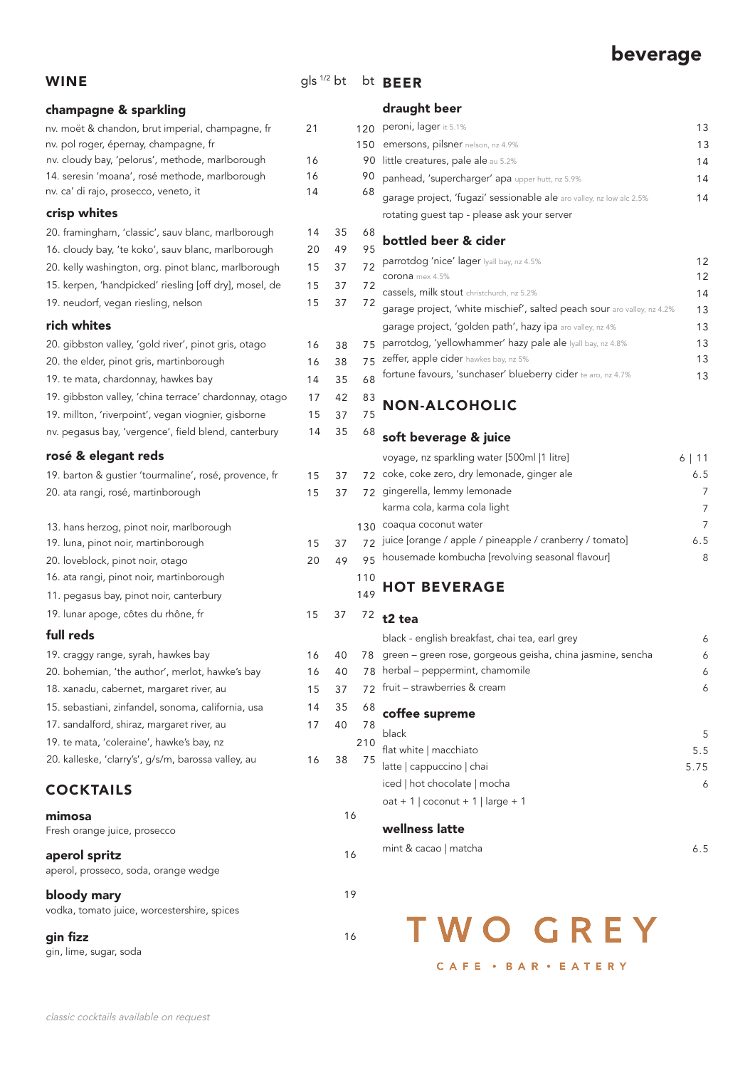# beverage

## WINE

### champagne & sparkling

| | gls | 1/2 bt | bt |
|---|---|---|---|
| nv. moët & chandon, brut imperial, champagne, fr | 21 | | 120 |
| nv. pol roger, épernay, champagne, fr | | | 150 |
| nv. cloudy bay, 'pelorus', methode, marlborough | 16 | | 90 |
| 14. seresin 'moana', rosé methode, marlborough | 16 | | 90 |
| nv. ca' di rajo, prosecco, veneto, it | 14 | | 68 |

### crisp whites

| | gls | 1/2 bt | bt |
|---|---|---|---|
| 20. framingham, 'classic', sauv blanc, marlborough | 14 | 35 | 68 |
| 16. cloudy bay, 'te koko', sauv blanc, marlborough | 20 | 49 | 95 |
| 20. kelly washington, org. pinot blanc, marlborough | 15 | 37 | 72 |
| 15. kerpen, 'handpicked' riesling [off dry], mosel, de | 15 | 37 | 72 |
| 19. neudorf, vegan riesling, nelson | 15 | 37 | 72 |

### rich whites

| | gls | 1/2 bt | bt |
|---|---|---|---|
| 20. gibbston valley, 'gold river', pinot gris, otago | 16 | 38 | 75 |
| 20. the elder, pinot gris, martinborough | 16 | 38 | 75 |
| 19. te mata, chardonnay, hawkes bay | 14 | 35 | 68 |
| 19. gibbston valley, 'china terrace' chardonnay, otago | 17 | 42 | 83 |
| 19. millton, 'riverpoint', vegan viognier, gisborne | 15 | 37 | 75 |
| nv. pegasus bay, 'vergence', field blend, canterbury | 14 | 35 | 68 |

### rosé & elegant reds

| | gls | 1/2 bt | bt |
|---|---|---|---|
| 19. barton & gustier 'tourmaline', rosé, provence, fr | 15 | 37 | 72 |
| 20. ata rangi, rosé, martinborough | 15 | 37 | 72 |
| 13. hans herzog, pinot noir, marlborough | | | 130 |
| 19. luna, pinot noir, martinborough | 15 | 37 | 72 |
| 20. loveblock, pinot noir, otago | 20 | 49 | 95 |
| 16. ata rangi, pinot noir, martinborough | | | 110 |
| 11. pegasus bay, pinot noir, canterbury | | | 149 |
| 19. lunar apoge, côtes du rhône, fr | 15 | 37 | 72 |

### full reds

| | gls | 1/2 bt | bt |
|---|---|---|---|
| 19. craggy range, syrah, hawkes bay | 16 | 40 | 78 |
| 20. bohemian, 'the author', merlot, hawke's bay | 16 | 40 | 78 |
| 18. xanadu, cabernet, margaret river, au | 15 | 37 | 72 |
| 15. sebastiani, zinfandel, sonoma, california, usa | 14 | 35 | 68 |
| 17. sandalford, shiraz, margaret river, au | 17 | 40 | 78 |
| 19. te mata, 'coleraine', hawke's bay, nz | | | 210 |
| 20. kalleske, 'clarry's', g/s/m, barossa valley, au | 16 | 38 | 75 |

## COCKTAILS

**mimosa** 16
Fresh orange juice, prosecco

**aperol spritz** 16
aperol, prosseco, soda, orange wedge

**bloody mary** 19
vodka, tomato juice, worcestershire, spices

**gin fizz** 16
gin, lime, sugar, soda

*classic cocktails available on request*

## BEER

### draught beer

| | |
|---|---|
| peroni, lager it 5.1% | 13 |
| emersons, pilsner nelson, nz 4.9% | 13 |
| little creatures, pale ale au 5.2% | 14 |
| panhead, 'supercharger' apa upper hutt, nz 5.9% | 14 |
| garage project, 'fugazi' sessionable ale aro valley, nz low alc 2.5% | 14 |
| rotating guest tap - please ask your server | |

### bottled beer & cider

| | |
|---|---|
| parrotdog 'nice' lager lyall bay, nz 4.5% | 12 |
| corona mex 4.5% | 12 |
| cassels, milk stout christchurch, nz 5.2% | 14 |
| garage project, 'white mischief', salted peach sour aro valley, nz 4.2% | 13 |
| garage project, 'golden path', hazy ipa aro valley, nz 4% | 13 |
| parrotdog, 'yellowhammer' hazy pale ale lyall bay, nz 4.8% | 13 |
| zeffer, apple cider hawkes bay, nz 5% | 13 |
| fortune favours, 'sunchaser' blueberry cider te aro, nz 4.7% | 13 |

## NON-ALCOHOLIC

### soft beverage & juice

| | |
|---|---|
| voyage, nz sparkling water [500ml \|1 litre] | 6 \| 11 |
| coke, coke zero, dry lemonade, ginger ale | 6.5 |
| gingerella, lemmy lemonade | 7 |
| karma cola, karma cola light | 7 |
| coaqua coconut water | 7 |
| juice [orange / apple / pineapple / cranberry / tomato] | 6.5 |
| housemade kombucha [revolving seasonal flavour] | 8 |

## HOT BEVERAGE

### t2 tea

| | |
|---|---|
| black - english breakfast, chai tea, earl grey | 6 |
| green – green rose, gorgeous geisha, china jasmine, sencha | 6 |
| herbal – peppermint, chamomile | 6 |
| fruit – strawberries & cream | 6 |

### coffee supreme

| | |
|---|---|
| black | 5 |
| flat white \| macchiato | 5.5 |
| latte \| cappuccino \| chai | 5.75 |
| iced \| hot chocolate \| mocha | 6 |
| oat + 1 \| coconut + 1 \| large + 1 | |

### wellness latte

| | |
|---|---|
| mint & cacao \| matcha | 6.5 |

TWO GREY
CAFE • BAR • EATERY